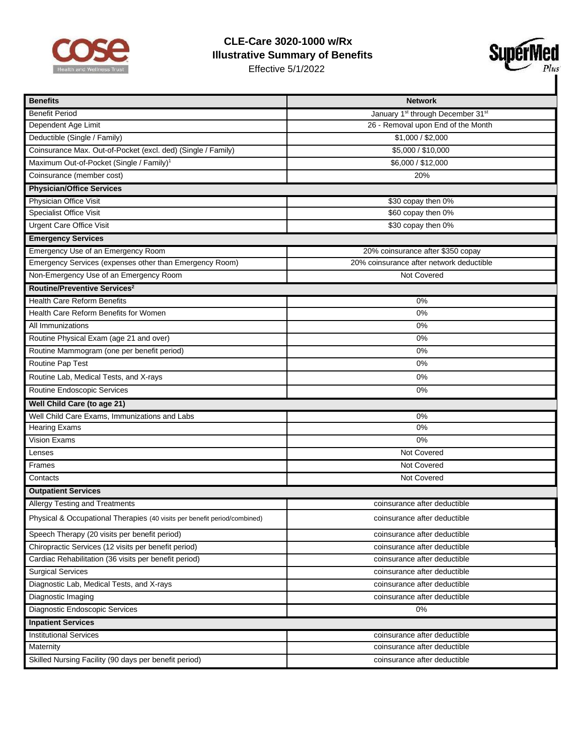# CLE-Care 3020-1000 w/Rx
## Illustrative Summary of Benefits
Effective 5/1/2022

| Benefits | Network |
|---|---|
| Benefit Period | January 1st through December 31st |
| Dependent Age Limit | 26 - Removal upon End of the Month |
| Deductible (Single / Family) | $1,000 / $2,000 |
| Coinsurance Max. Out-of-Pocket (excl. ded) (Single / Family) | $5,000 / $10,000 |
| Maximum Out-of-Pocket (Single / Family)[1] | $6,000 / $12,000 |
| Coinsurance (member cost) | 20% |
| **Physician/Office Services** | |
| Physician Office Visit | $30 copay then 0% |
| Specialist Office Visit | $60 copay then 0% |
| Urgent Care Office Visit | $30 copay then 0% |
| **Emergency Services** | |
| Emergency Use of an Emergency Room | 20% coinsurance after $350 copay |
| Emergency Services (expenses other than Emergency Room) | 20% coinsurance after network deductible |
| Non-Emergency Use of an Emergency Room | Not Covered |
| **Routine/Preventive Services[2]** | |
| Health Care Reform Benefits | 0% |
| Health Care Reform Benefits for Women | 0% |
| All Immunizations | 0% |
| Routine Physical Exam (age 21 and over) | 0% |
| Routine Mammogram (one per benefit period) | 0% |
| Routine Pap Test | 0% |
| Routine Lab, Medical Tests, and X-rays | 0% |
| Routine Endoscopic Services | 0% |
| **Well Child Care (to age 21)** | |
| Well Child Care Exams, Immunizations and Labs | 0% |
| Hearing Exams | 0% |
| Vision Exams | 0% |
| Lenses | Not Covered |
| Frames | Not Covered |
| Contacts | Not Covered |
| **Outpatient Services** | |
| Allergy Testing and Treatments | coinsurance after deductible |
| Physical & Occupational Therapies (40 visits per benefit period/combined) | coinsurance after deductible |
| Speech Therapy (20 visits per benefit period) | coinsurance after deductible |
| Chiropractic Services (12 visits per benefit period) | coinsurance after deductible |
| Cardiac Rehabilitation (36 visits per benefit period) | coinsurance after deductible |
| Surgical Services | coinsurance after deductible |
| Diagnostic Lab, Medical Tests, and X-rays | coinsurance after deductible |
| Diagnostic Imaging | coinsurance after deductible |
| Diagnostic Endoscopic Services | 0% |
| **Inpatient Services** | |
| Institutional Services | coinsurance after deductible |
| Maternity | coinsurance after deductible |
| Skilled Nursing Facility (90 days per benefit period) | coinsurance after deductible |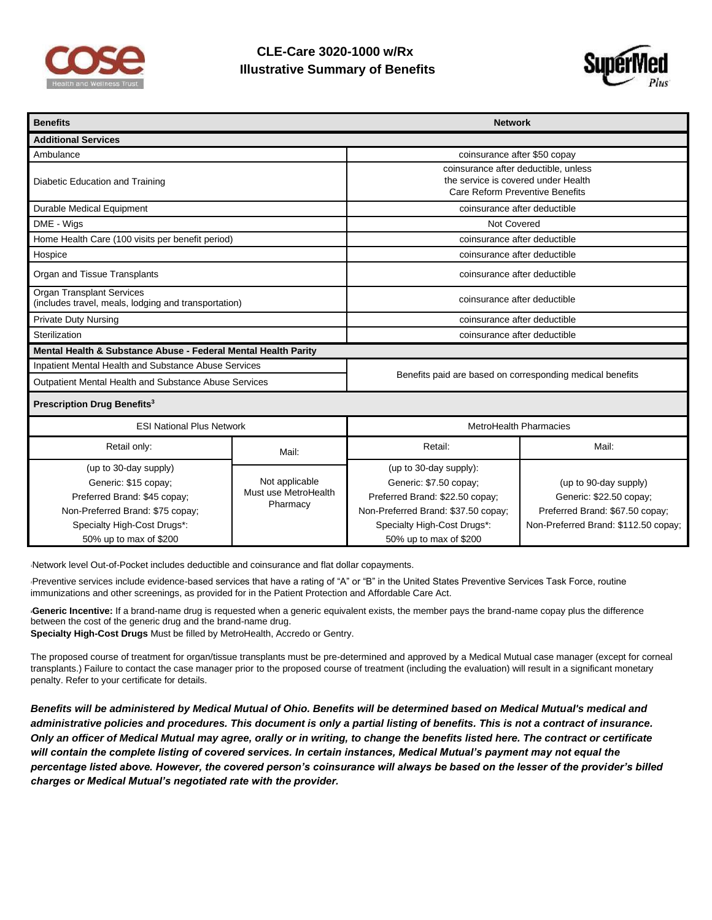# CLE-Care 3020-1000 w/Rx
## Illustrative Summary of Benefits

| Benefits | Network |
|---|---|
| **Additional Services** | |
| Ambulance | coinsurance after $50 copay |
| Diabetic Education and Training | coinsurance after deductible, unless the service is covered under Health Care Reform Preventive Benefits |
| Durable Medical Equipment | coinsurance after deductible |
| DME - Wigs | Not Covered |
| Home Health Care (100 visits per benefit period) | coinsurance after deductible |
| Hospice | coinsurance after deductible |
| Organ and Tissue Transplants | coinsurance after deductible |
| Organ Transplant Services (includes travel, meals, lodging and transportation) | coinsurance after deductible |
| Private Duty Nursing | coinsurance after deductible |
| Sterilization | coinsurance after deductible |
| **Mental Health & Substance Abuse - Federal Mental Health Parity** | |
| Inpatient Mental Health and Substance Abuse Services | Benefits paid are based on corresponding medical benefits |
| Outpatient Mental Health and Substance Abuse Services | |

**Prescription Drug Benefits[3]**

| ESI National Plus Network | | MetroHealth Pharmacies | |
|---|---|---|---|
| Retail only: | Mail: | Retail: | Mail: |
| (up to 30-day supply) Generic: $15 copay; Preferred Brand: $45 copay; Non-Preferred Brand: $75 copay; Specialty High-Cost Drugs*: 50% up to max of $200 | Not applicable Must use MetroHealth Pharmacy | (up to 30-day supply): Generic: $7.50 copay; Preferred Brand: $22.50 copay; Non-Preferred Brand: $37.50 copay; Specialty High-Cost Drugs*: 50% up to max of $200 | (up to 90-day supply) Generic: $22.50 copay; Preferred Brand: $67.50 copay; Non-Preferred Brand: $112.50 copay; |

[1]Network level Out-of-Pocket includes deductible and coinsurance and flat dollar copayments.

[2]Preventive services include evidence-based services that have a rating of "A" or "B" in the United States Preventive Services Task Force, routine immunizations and other screenings, as provided for in the Patient Protection and Affordable Care Act.

[3]**Generic Incentive:** If a brand-name drug is requested when a generic equivalent exists, the member pays the brand-name copay plus the difference between the cost of the generic drug and the brand-name drug.
**Specialty High-Cost Drugs** Must be filled by MetroHealth, Accredo or Gentry.

The proposed course of treatment for organ/tissue transplants must be pre-determined and approved by a Medical Mutual case manager (except for corneal transplants.) Failure to contact the case manager prior to the proposed course of treatment (including the evaluation) will result in a significant monetary penalty. Refer to your certificate for details.

***Benefits will be administered by Medical Mutual of Ohio. Benefits will be determined based on Medical Mutual's medical and administrative policies and procedures. This document is only a partial listing of benefits. This is not a contract of insurance. Only an officer of Medical Mutual may agree, orally or in writing, to change the benefits listed here. The contract or certificate will contain the complete listing of covered services. In certain instances, Medical Mutual's payment may not equal the percentage listed above. However, the covered person's coinsurance will always be based on the lesser of the provider's billed charges or Medical Mutual's negotiated rate with the provider.***